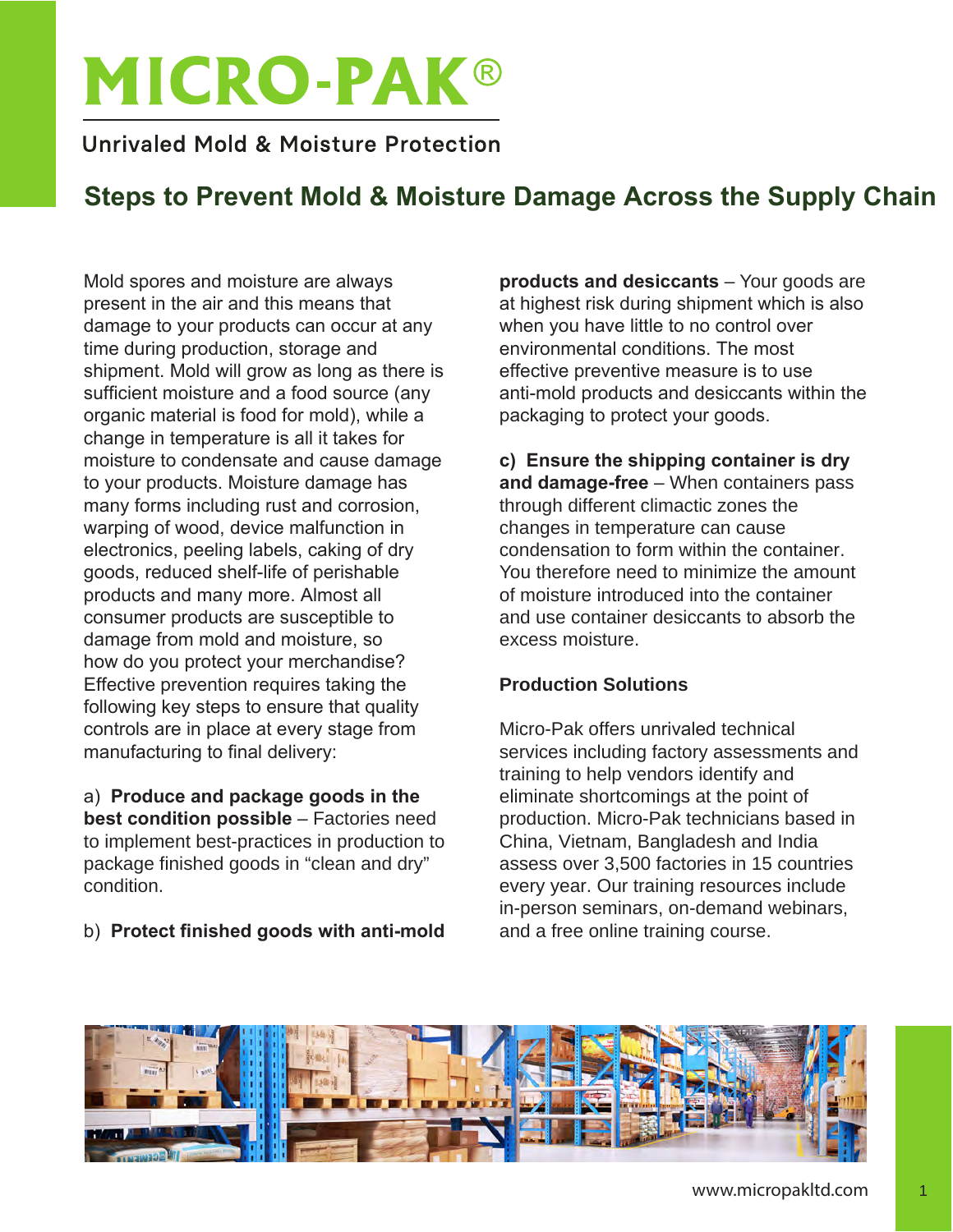# MICRO-PAK®

Unrivaled Mold & Moisture Protection

## Steps to Prevent Mold & Moisture Damage Across the Supply Chain

Mold spores and moisture are always present in the air and this means that damage to your products can occur at any time during production, storage and shipment. Mold will grow as long as there is sufficient moisture and a food source (any organic material is food for mold), while a change in temperature is all it takes for moisture to condensate and cause damage to your products. Moisture damage has many forms including rust and corrosion, warping of wood, device malfunction in electronics, peeling labels, caking of dry goods, reduced shelf-life of perishable products and many more. Almost all consumer products are susceptible to damage from mold and moisture, so how do you protect your merchandise? Effective prevention requires taking the following key steps to ensure that quality controls are in place at every stage from manufacturing to final delivery:

a) **Produce and package goods in the best condition possible** – Factories need to implement best-practices in production to package finished goods in "clean and dry" condition.

b) **Protect finished goods with anti-mold products and desiccants** – Your goods are at highest risk during shipment which is also when you have little to no control over environmental conditions. The most effective preventive measure is to use anti-mold products and desiccants within the packaging to protect your goods.

c) **Ensure the shipping container is dry and damage-free** – When containers pass through different climactic zones the changes in temperature can cause condensation to form within the container. You therefore need to minimize the amount of moisture introduced into the container and use container desiccants to absorb the excess moisture.

### Production Solutions

Micro-Pak offers unrivaled technical services including factory assessments and training to help vendors identify and eliminate shortcomings at the point of production. Micro-Pak technicians based in China, Vietnam, Bangladesh and India assess over 3,500 factories in 15 countries every year. Our training resources include in-person seminars, on-demand webinars, and a free online training course.

www.micropakltd.com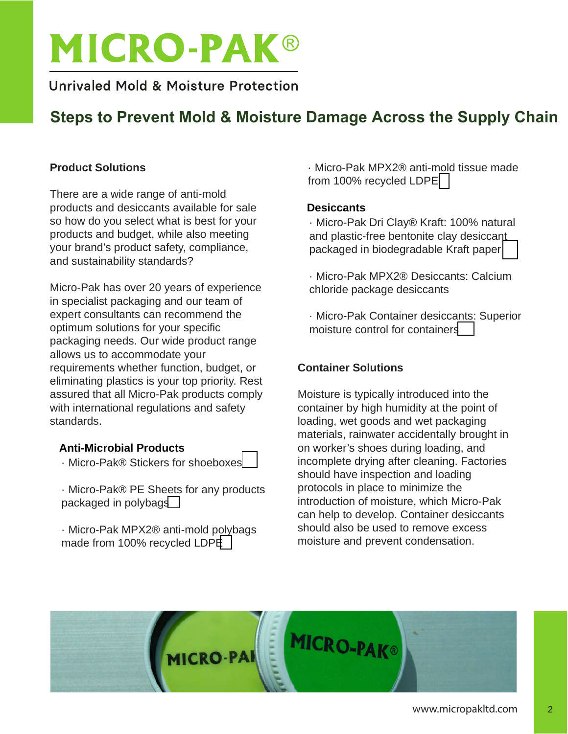# MICRO-PAK®

Unrivaled Mold & Moisture Protection

## Steps to Prevent Mold & Moisture Damage Across the Supply Chain

### Product Solutions

There are a wide range of anti-mold products and desiccants available for sale so how do you select what is best for your products and budget, while also meeting your brand's product safety, compliance, and sustainability standards?

Micro-Pak has over 20 years of experience in specialist packaging and our team of expert consultants can recommend the optimum solutions for your specific packaging needs. Our wide product range allows us to accommodate your requirements whether function, budget, or eliminating plastics is your top priority. Rest assured that all Micro-Pak products comply with international regulations and safety standards.

#### Anti-Microbial Products

- Micro-Pak® Stickers for shoeboxes
- Micro-Pak® PE Sheets for any products packaged in polybags
- Micro-Pak MPX2® anti-mold polybags made from 100% recycled LDPE
- Micro-Pak MPX2® anti-mold tissue made from 100% recycled LDPE

#### Desiccants

- Micro-Pak Dri Clay® Kraft: 100% natural and plastic-free bentonite clay desiccant packaged in biodegradable Kraft paper
- Micro-Pak MPX2® Desiccants: Calcium chloride package desiccants
- Micro-Pak Container desiccants: Superior moisture control for containers

### Container Solutions

Moisture is typically introduced into the container by high humidity at the point of loading, wet goods and wet packaging materials, rainwater accidentally brought in on worker's shoes during loading, and incomplete drying after cleaning. Factories should have inspection and loading protocols in place to minimize the introduction of moisture, which Micro-Pak can help to develop. Container desiccants should also be used to remove excess moisture and prevent condensation.

www.micropakltd.com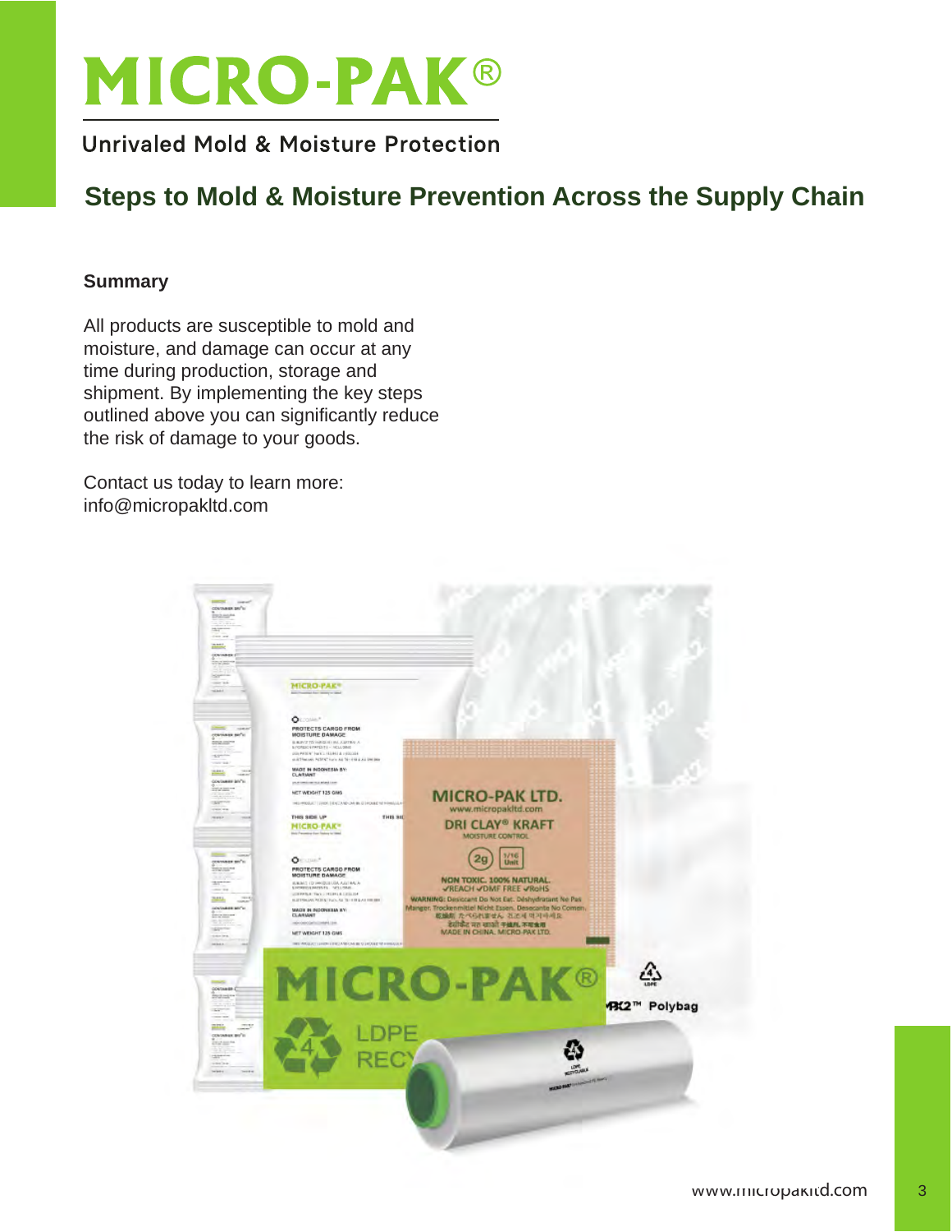# MICRO-PAK®

Unrivaled Mold & Moisture Protection

## Steps to Mold & Moisture Prevention Across the Supply Chain

**Summary**

All products are susceptible to mold and moisture, and damage can occur at any time during production, storage and shipment. By implementing the key steps outlined above you can significantly reduce the risk of damage to your goods.

Contact us today to learn more:
info@micropakltd.com